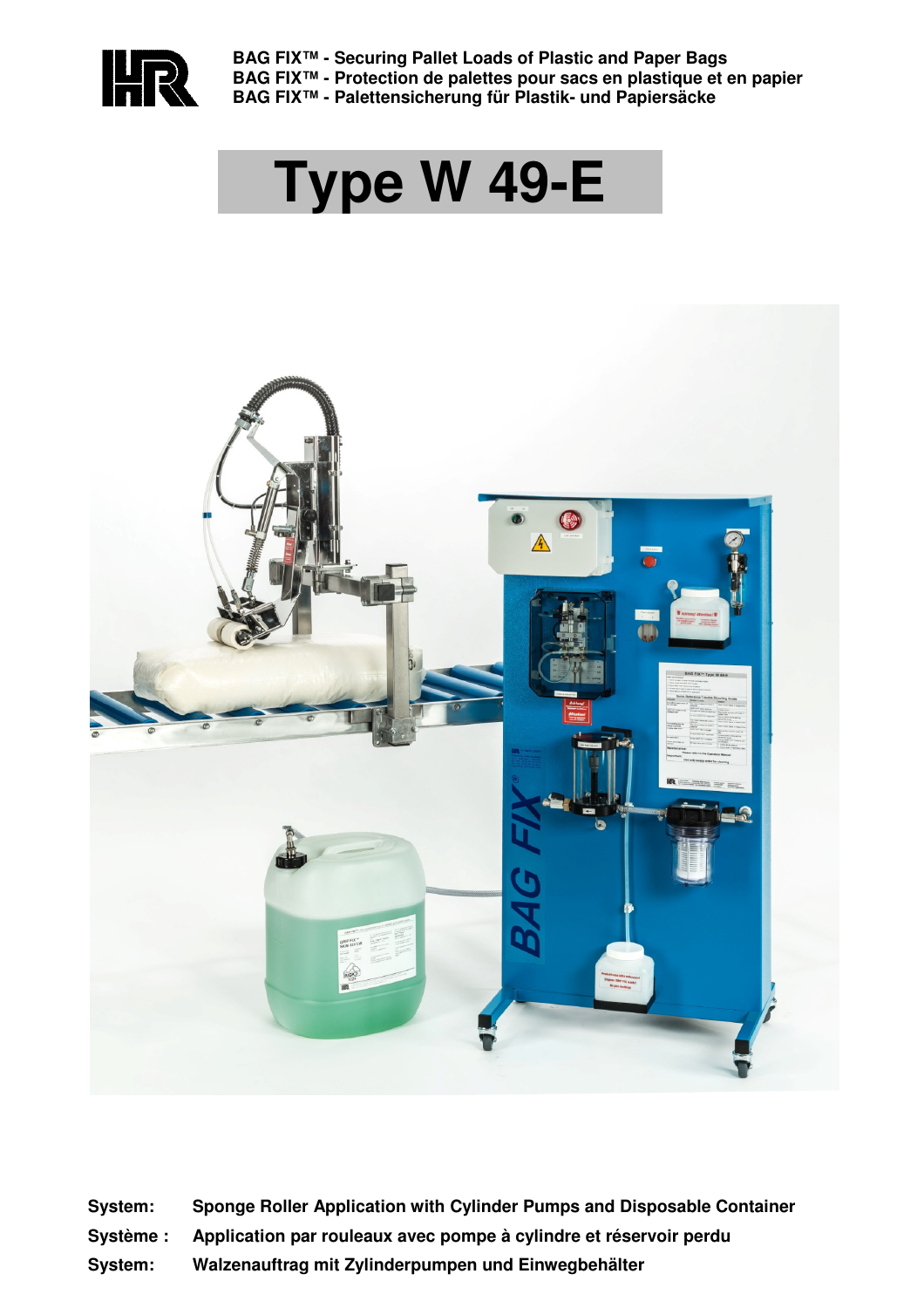**BAG FIX™ - Securing Pallet Loads of Plastic and Paper Bags**
**BAG FIX™ - Protection de palettes pour sacs en plastique et en papier**
**BAG FIX™ - Palettensicherung für Plastik- und Papiersäcke**

# Type W 49-E

**System:** **Sponge Roller Application with Cylinder Pumps and Disposable Container**

**Système :** **Application par rouleaux avec pompe à cylindre et réservoir perdu**

**System:** **Walzenauftrag mit Zylinderpumpen und Einwegbehälter**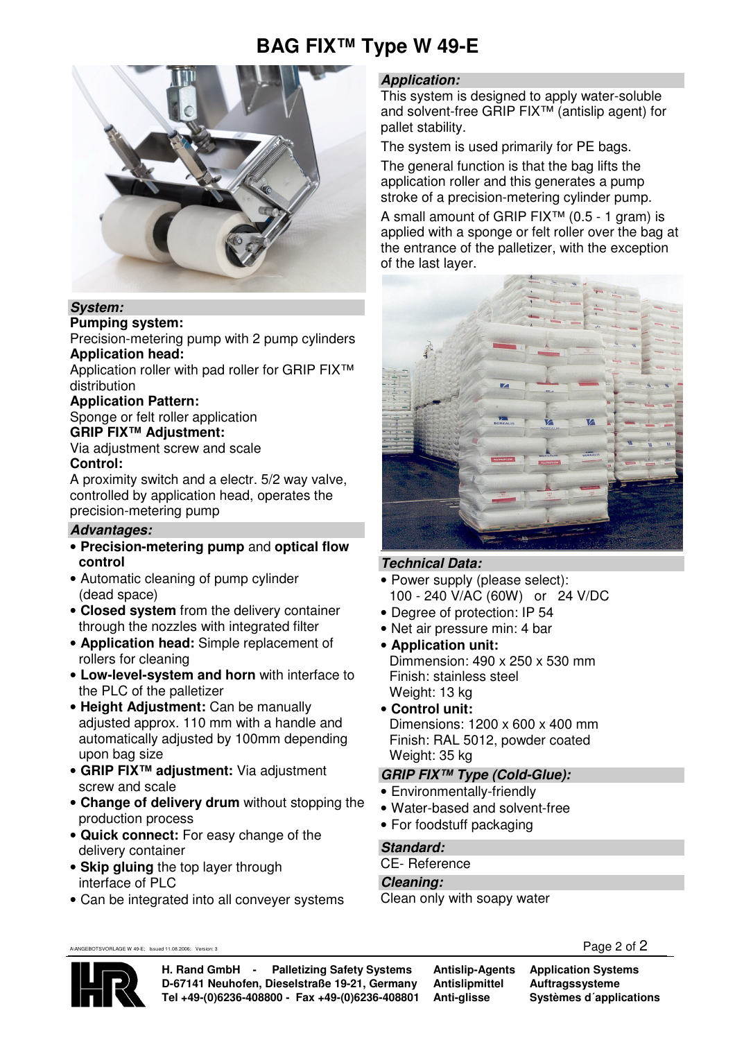# BAG FIX™ Type W 49-E

## *System:*

**Pumping system:**
Precision-metering pump with 2 pump cylinders

**Application head:**
Application roller with pad roller for GRIP FIX™ distribution

**Application Pattern:**
Sponge or felt roller application

**GRIP FIX™ Adjustment:**
Via adjustment screw and scale

**Control:**
A proximity switch and a electr. 5/2 way valve, controlled by application head, operates the precision-metering pump

## *Advantages:*

- **Precision-metering pump** and **optical flow control**
- Automatic cleaning of pump cylinder (dead space)
- **Closed system** from the delivery container through the nozzles with integrated filter
- **Application head:** Simple replacement of rollers for cleaning
- **Low-level-system and horn** with interface to the PLC of the palletizer
- **Height Adjustment:** Can be manually adjusted approx. 110 mm with a handle and automatically adjusted by 100mm depending upon bag size
- **GRIP FIX™ adjustment:** Via adjustment screw and scale
- **Change of delivery drum** without stopping the production process
- **Quick connect:** For easy change of the delivery container
- **Skip gluing** the top layer through interface of PLC
- Can be integrated into all conveyer systems

## *Application:*

This system is designed to apply water-soluble and solvent-free GRIP FIX™ (antislip agent) for pallet stability.

The system is used primarily for PE bags.

The general function is that the bag lifts the application roller and this generates a pump stroke of a precision-metering cylinder pump.

A small amount of GRIP FIX™ (0.5 - 1 gram) is applied with a sponge or felt roller over the bag at the entrance of the palletizer, with the exception of the last layer.

## *Technical Data:*

- Power supply (please select):
  100 - 240 V/AC (60W) or 24 V/DC
- Degree of protection: IP 54
- Net air pressure min: 4 bar
- **Application unit:**
  Dimmension: 490 x 250 x 530 mm
  Finish: stainless steel
  Weight: 13 kg
- **Control unit:**
  Dimensions: 1200 x 600 x 400 mm
  Finish: RAL 5012, powder coated
  Weight: 35 kg

## *GRIP FIX™ Type (Cold-Glue):*

- Environmentally-friendly
- Water-based and solvent-free
- For foodstuff packaging

## *Standard:*

CE- Reference

## *Cleaning:*

Clean only with soapy water

A:\ANGEBOTSVORLAGE W 49-E; Issued 11.08.2006; Version: 3

**H. Rand GmbH - Palletizing Safety Systems**
**D-67141 Neuhofen, Dieselstraße 19-21, Germany**
**Tel +49-(0)6236-408800 - Fax +49-(0)6236-408801**

**Antislip-Agents / Antislipmittel / Anti-glisse**

**Application Systems / Auftragssysteme / Systèmes d´applications**